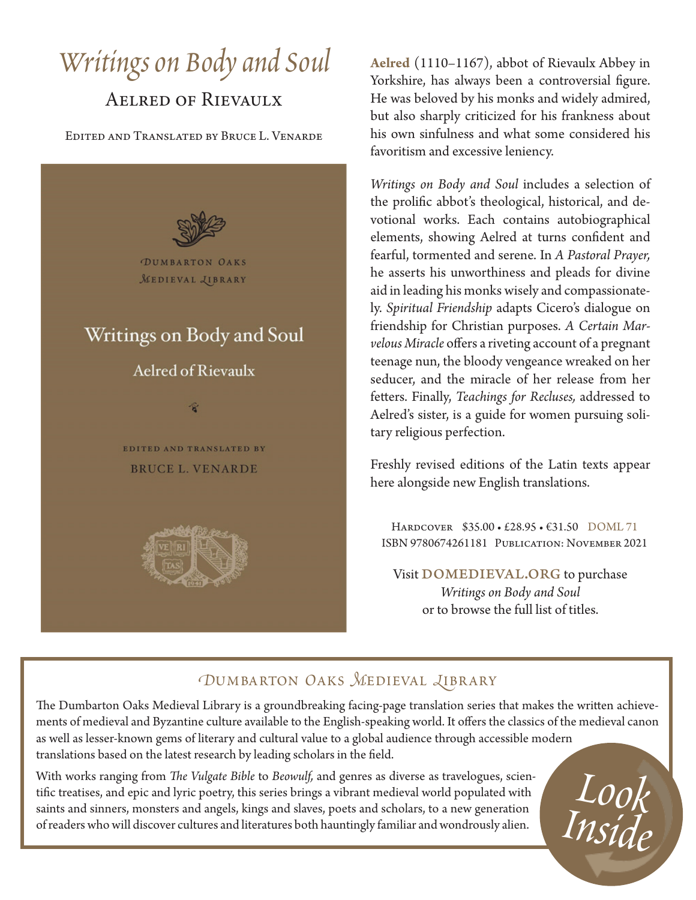# *Writings on Body and Soul*

## Aelred of Rievaulx

Edited and Translated by Bruce L. Venarde

**Aelred** (1110–1167), abbot of Rievaulx Abbey in Yorkshire, has always been a controversial figure. He was beloved by his monks and widely admired, but also sharply criticized for his frankness about his own sinfulness and what some considered his favoritism and excessive leniency.

*Writings on Body and Soul* includes a selection of the prolific abbot's theological, historical, and devotional works. Each contains autobiographical elements, showing Aelred at turns confident and fearful, tormented and serene. In *A Pastoral Prayer,* he asserts his unworthiness and pleads for divine aid in leading his monks wisely and compassionately. *Spiritual Friendship* adapts Cicero's dialogue on friendship for Christian purposes. *A Certain Marvelous Miracle* offers a riveting account of a pregnant teenage nun, the bloody vengeance wreaked on her seducer, and the miracle of her release from her fetters. Finally, *Teachings for Recluses,* addressed to Aelred's sister, is a guide for women pursuing solitary religious perfection.

Freshly revised editions of the Latin texts appear here alongside new English translations.

Hardcover $35.00 • £28.95 • €31.50 DOML 71
ISBN 9780674261181 Publication: November 2021

Visit **DOMEDIEVAL.ORG** to purchase *Writings on Body and Soul* or to browse the full list of titles.

## Dumbarton Oaks Medieval Library

The Dumbarton Oaks Medieval Library is a groundbreaking facing-page translation series that makes the written achievements of medieval and Byzantine culture available to the English-speaking world. It offers the classics of the medieval canon as well as lesser-known gems of literary and cultural value to a global audience through accessible modern translations based on the latest research by leading scholars in the field.

With works ranging from *The Vulgate Bible* to *Beowulf,* and genres as diverse as travelogues, scientific treatises, and epic and lyric poetry, this series brings a vibrant medieval world populated with saints and sinners, monsters and angels, kings and slaves, poets and scholars, to a new generation of readers who will discover cultures and literatures both hauntingly familiar and wondrously alien.

*Look Inside*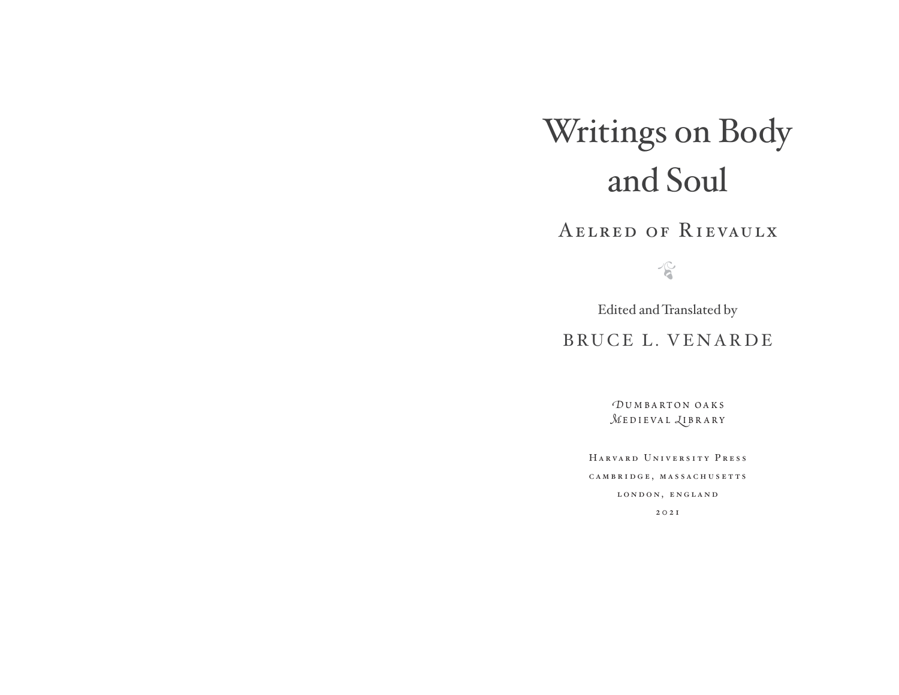# Writings on Body and Soul

## Aelred of Rievaulx

Edited and Translated by

BRUCE L. VENARDE

DUMBARTON OAKS MEDIEVAL LIBRARY

Harvard University Press
cambridge, massachusetts
london, england
2021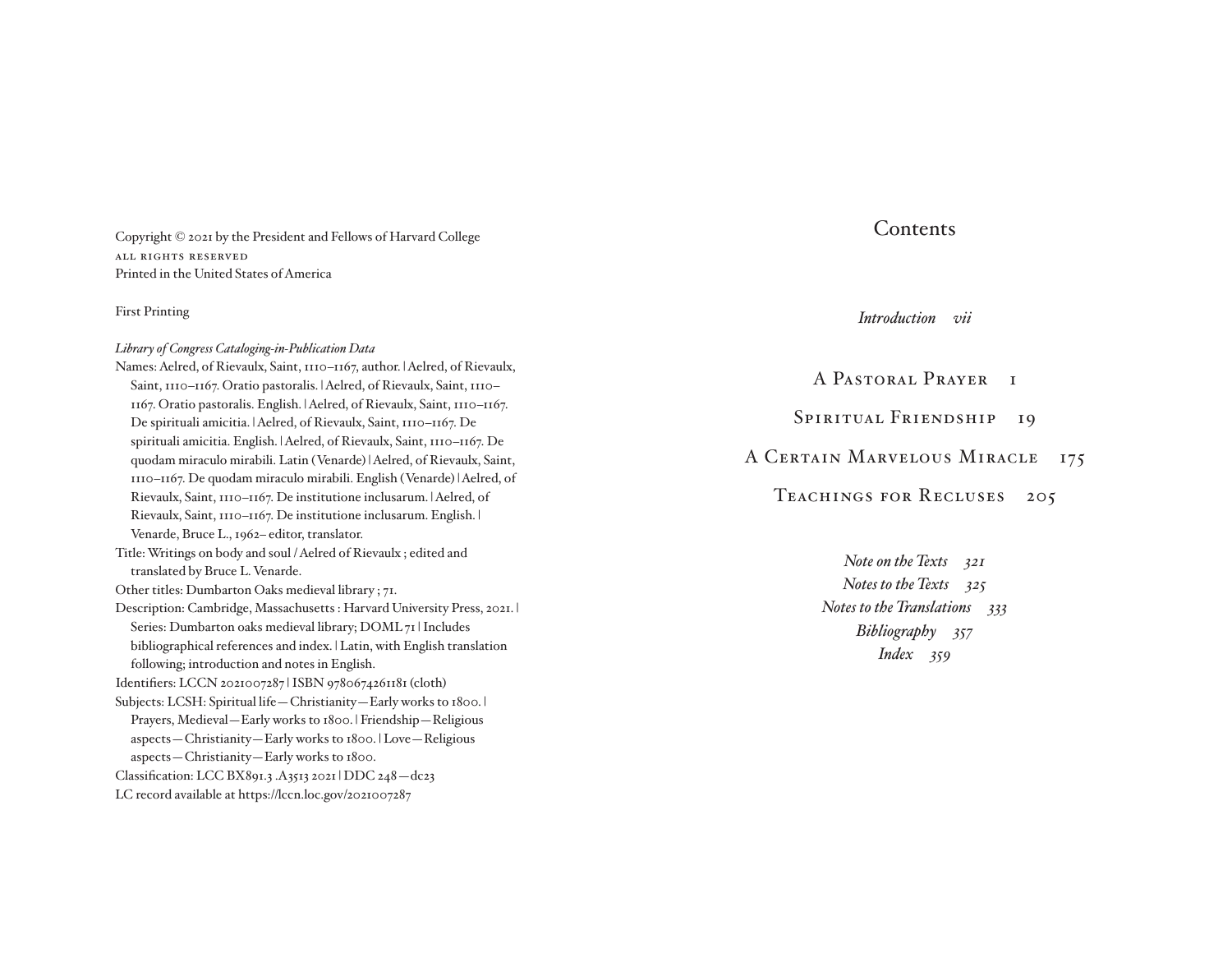Copyright © 2021 by the President and Fellows of Harvard College
ALL RIGHTS RESERVED
Printed in the United States of America

First Printing

*Library of Congress Cataloging-in-Publication Data*

Names: Aelred, of Rievaulx, Saint, 1110–1167, author. | Aelred, of Rievaulx, Saint, 1110–1167. Oratio pastoralis. | Aelred, of Rievaulx, Saint, 1110–1167. Oratio pastoralis. English. | Aelred, of Rievaulx, Saint, 1110–1167. De spirituali amicitia. | Aelred, of Rievaulx, Saint, 1110–1167. De spirituali amicitia. English. | Aelred, of Rievaulx, Saint, 1110–1167. De quodam miraculo mirabili. Latin (Venarde) | Aelred, of Rievaulx, Saint, 1110–1167. De quodam miraculo mirabili. English (Venarde) | Aelred, of Rievaulx, Saint, 1110–1167. De institutione inclusarum. | Aelred, of Rievaulx, Saint, 1110–1167. De institutione inclusarum. English. | Venarde, Bruce L., 1962– editor, translator.

Title: Writings on body and soul / Aelred of Rievaulx ; edited and translated by Bruce L. Venarde.

Other titles: Dumbarton Oaks medieval library ; 71.

Description: Cambridge, Massachusetts : Harvard University Press, 2021. | Series: Dumbarton oaks medieval library; DOML 71 | Includes bibliographical references and index. | Latin, with English translation following; introduction and notes in English.

Identifiers: LCCN 2021007287 | ISBN 9780674261181 (cloth)

Subjects: LCSH: Spiritual life—Christianity—Early works to 1800. | Prayers, Medieval—Early works to 1800. | Friendship—Religious aspects—Christianity—Early works to 1800. | Love—Religious aspects—Christianity—Early works to 1800.

Classification: LCC BX891.3 .A3513 2021 | DDC 248—dc23

LC record available at https://lccn.loc.gov/2021007287

# Contents

*Introduction vii*

A PASTORAL PRAYER 1

SPIRITUAL FRIENDSHIP 19

A CERTAIN MARVELOUS MIRACLE 175

TEACHINGS FOR RECLUSES 205

*Note on the Texts 321*
*Notes to the Texts 325*
*Notes to the Translations 333*
*Bibliography 357*
*Index 359*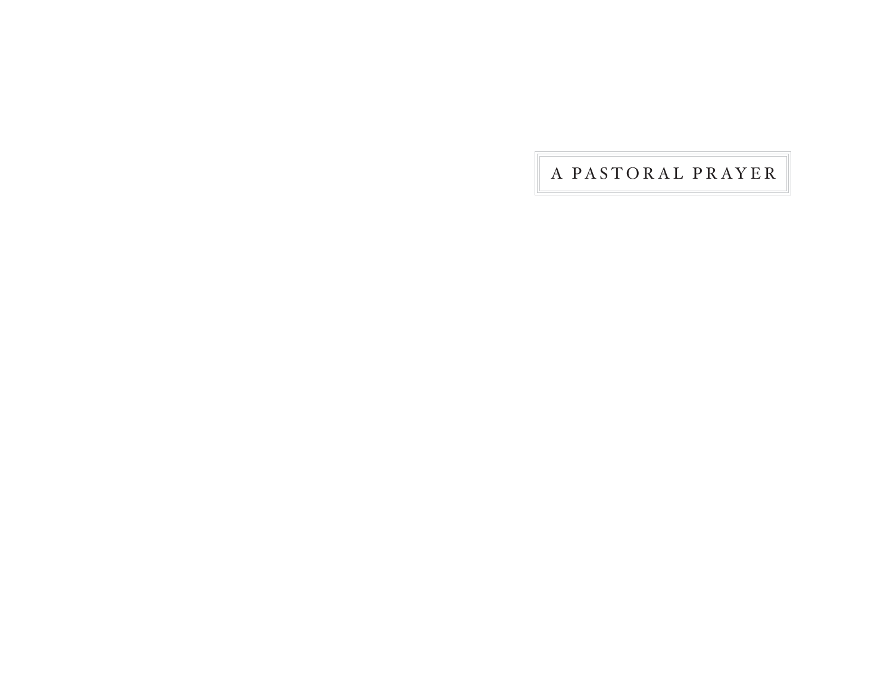# A PASTORAL PRAYER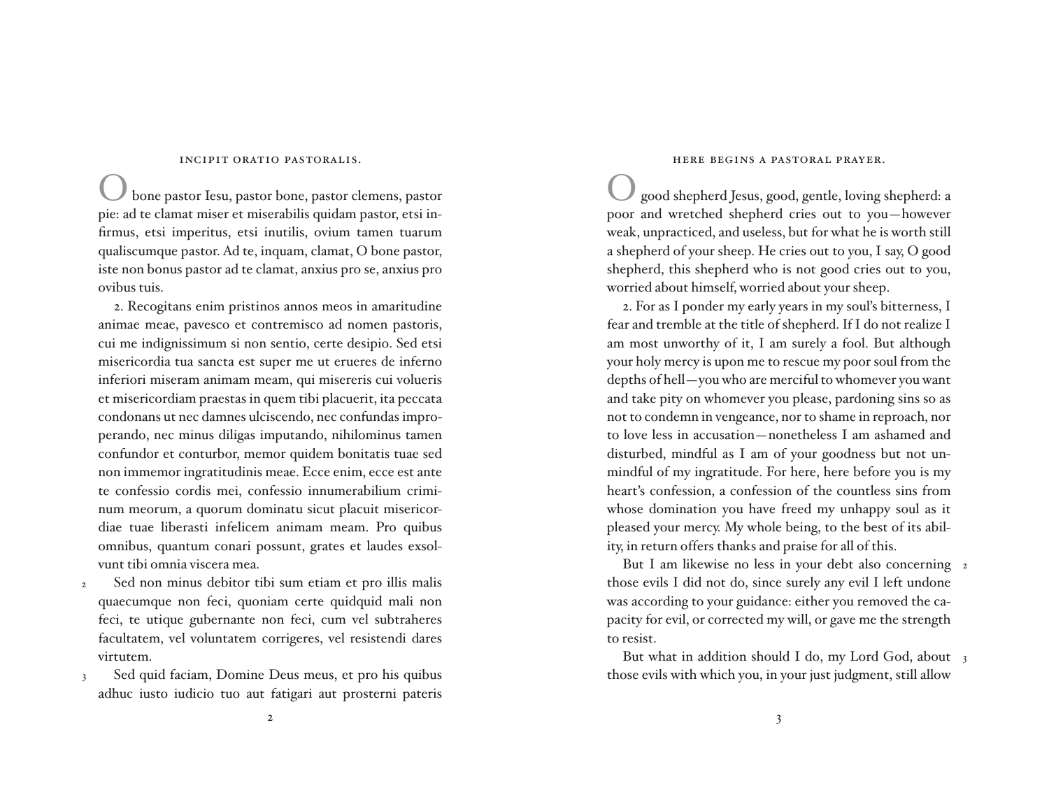## INCIPIT ORATIO PASTORALIS.

O bone pastor Iesu, pastor bone, pastor clemens, pastor pie: ad te clamat miser et miserabilis quidam pastor, etsi infirmus, etsi imperitus, etsi inutilis, ovium tamen tuarum qualiscumque pastor. Ad te, inquam, clamat, O bone pastor, iste non bonus pastor ad te clamat, anxius pro se, anxius pro ovibus tuis.

2. Recogitans enim pristinos annos meos in amaritudine animae meae, pavesco et contremisco ad nomen pastoris, cui me indignissimum si non sentio, certe desipio. Sed etsi misericordia tua sancta est super me ut erueres de inferno inferiori miseram animam meam, qui misereris cui volueris et misericordiam praestas in quem tibi placuerit, ita peccata condonans ut nec damnes ulciscendo, nec confundas improperando, nec minus diligas imputando, nihilominus tamen confundor et conturbor, memor quidem bonitatis tuae sed non immemor ingratitudinis meae. Ecce enim, ecce est ante te confessio cordis mei, confessio innumerabilium criminum meorum, a quorum dominatu sicut placuit misericordiae tuae liberasti infelicem animam meam. Pro quibus omnibus, quantum conari possunt, grates et laudes exsolvunt tibi omnia viscera mea.

2 Sed non minus debitor tibi sum etiam et pro illis malis quaecumque non feci, quoniam certe quidquid mali non feci, te utique gubernante non feci, cum vel subtraheres facultatem, vel voluntatem corrigeres, vel resistendi dares virtutem.

3 Sed quid faciam, Domine Deus meus, et pro his quibus adhuc iusto iudicio tuo aut fatigari aut prosterni pateris

## HERE BEGINS A PASTORAL PRAYER.

O good shepherd Jesus, good, gentle, loving shepherd: a poor and wretched shepherd cries out to you—however weak, unpracticed, and useless, but for what he is worth still a shepherd of your sheep. He cries out to you, I say, O good shepherd, this shepherd who is not good cries out to you, worried about himself, worried about your sheep.

2. For as I ponder my early years in my soul's bitterness, I fear and tremble at the title of shepherd. If I do not realize I am most unworthy of it, I am surely a fool. But although your holy mercy is upon me to rescue my poor soul from the depths of hell—you who are merciful to whomever you want and take pity on whomever you please, pardoning sins so as not to condemn in vengeance, nor to shame in reproach, nor to love less in accusation—nonetheless I am ashamed and disturbed, mindful as I am of your goodness but not unmindful of my ingratitude. For here, here before you is my heart's confession, a confession of the countless sins from whose domination you have freed my unhappy soul as it pleased your mercy. My whole being, to the best of its ability, in return offers thanks and praise for all of this.

2 But I am likewise no less in your debt also concerning those evils I did not do, since surely any evil I left undone was according to your guidance: either you removed the capacity for evil, or corrected my will, or gave me the strength to resist.

3 But what in addition should I do, my Lord God, about those evils with which you, in your just judgment, still allow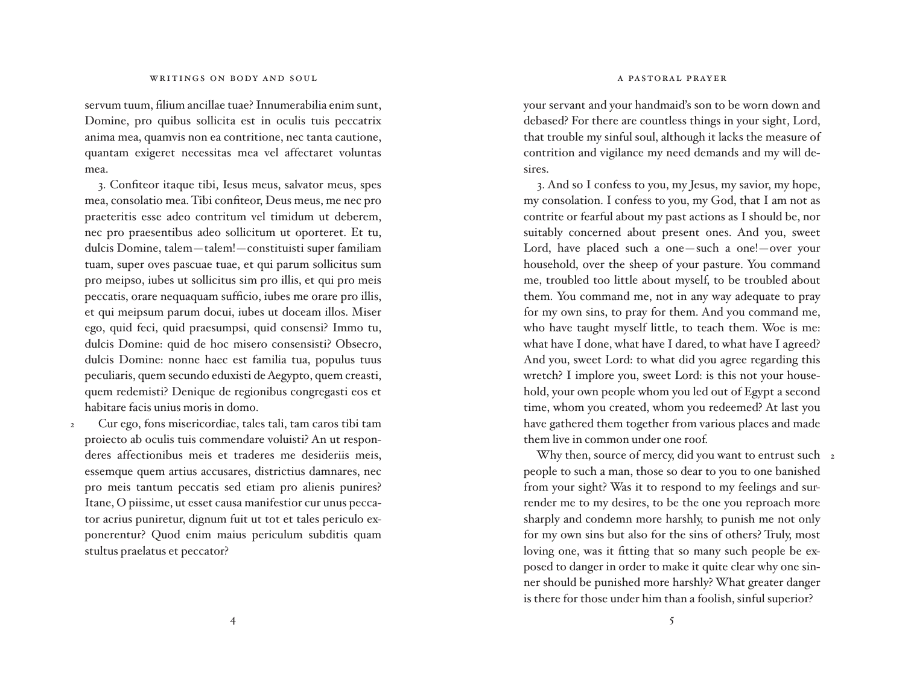servum tuum, filium ancillae tuae? Innumerabilia enim sunt, Domine, pro quibus sollicita est in oculis tuis peccatrix anima mea, quamvis non ea contritione, nec tanta cautione, quantam exigeret necessitas mea vel affectaret voluntas mea.

3. Confiteor itaque tibi, Iesus meus, salvator meus, spes mea, consolatio mea. Tibi confiteor, Deus meus, me nec pro praeteritis esse adeo contritum vel timidum ut deberem, nec pro praesentibus adeo sollicitum ut oporteret. Et tu, dulcis Domine, talem—talem!—constituisti super familiam tuam, super oves pascuae tuae, et qui parum sollicitus sum pro meipso, iubes ut sollicitus sim pro illis, et qui pro meis peccatis, orare nequaquam sufficio, iubes me orare pro illis, et qui meipsum parum docui, iubes ut doceam illos. Miser ego, quid feci, quid praesumpsi, quid consensi? Immo tu, dulcis Domine: quid de hoc misero consensisti? Obsecro, dulcis Domine: nonne haec est familia tua, populus tuus peculiaris, quem secundo eduxisti de Aegypto, quem creasti, quem redemisti? Denique de regionibus congregasti eos et habitare facis unius moris in domo.

Cur ego, fons misericordiae, tales tali, tam caros tibi tam proiecto ab oculis tuis commendare voluisti? An ut responderes affectionibus meis et traderes me desideriis meis, essemque quem artius accusares, districtius damnares, nec pro meis tantum peccatis sed etiam pro alienis punires? Itane, O piissime, ut esset causa manifestior cur unus peccator acrius puniretur, dignum fuit ut tot et tales periculo exponerentur? Quod enim maius periculum subditis quam stultus praelatus et peccator?

your servant and your handmaid's son to be worn down and debased? For there are countless things in your sight, Lord, that trouble my sinful soul, although it lacks the measure of contrition and vigilance my need demands and my will desires.

3. And so I confess to you, my Jesus, my savior, my hope, my consolation. I confess to you, my God, that I am not as contrite or fearful about my past actions as I should be, nor suitably concerned about present ones. And you, sweet Lord, have placed such a one—such a one!—over your household, over the sheep of your pasture. You command me, troubled too little about myself, to be troubled about them. You command me, not in any way adequate to pray for my own sins, to pray for them. And you command me, who have taught myself little, to teach them. Woe is me: what have I done, what have I dared, to what have I agreed? And you, sweet Lord: to what did you agree regarding this wretch? I implore you, sweet Lord: is this not your household, your own people whom you led out of Egypt a second time, whom you created, whom you redeemed? At last you have gathered them together from various places and made them live in common under one roof.

Why then, source of mercy, did you want to entrust such people to such a man, those so dear to you to one banished from your sight? Was it to respond to my feelings and surrender me to my desires, to be the one you reproach more sharply and condemn more harshly, to punish me not only for my own sins but also for the sins of others? Truly, most loving one, was it fitting that so many such people be exposed to danger in order to make it quite clear why one sinner should be punished more harshly? What greater danger is there for those under him than a foolish, sinful superior?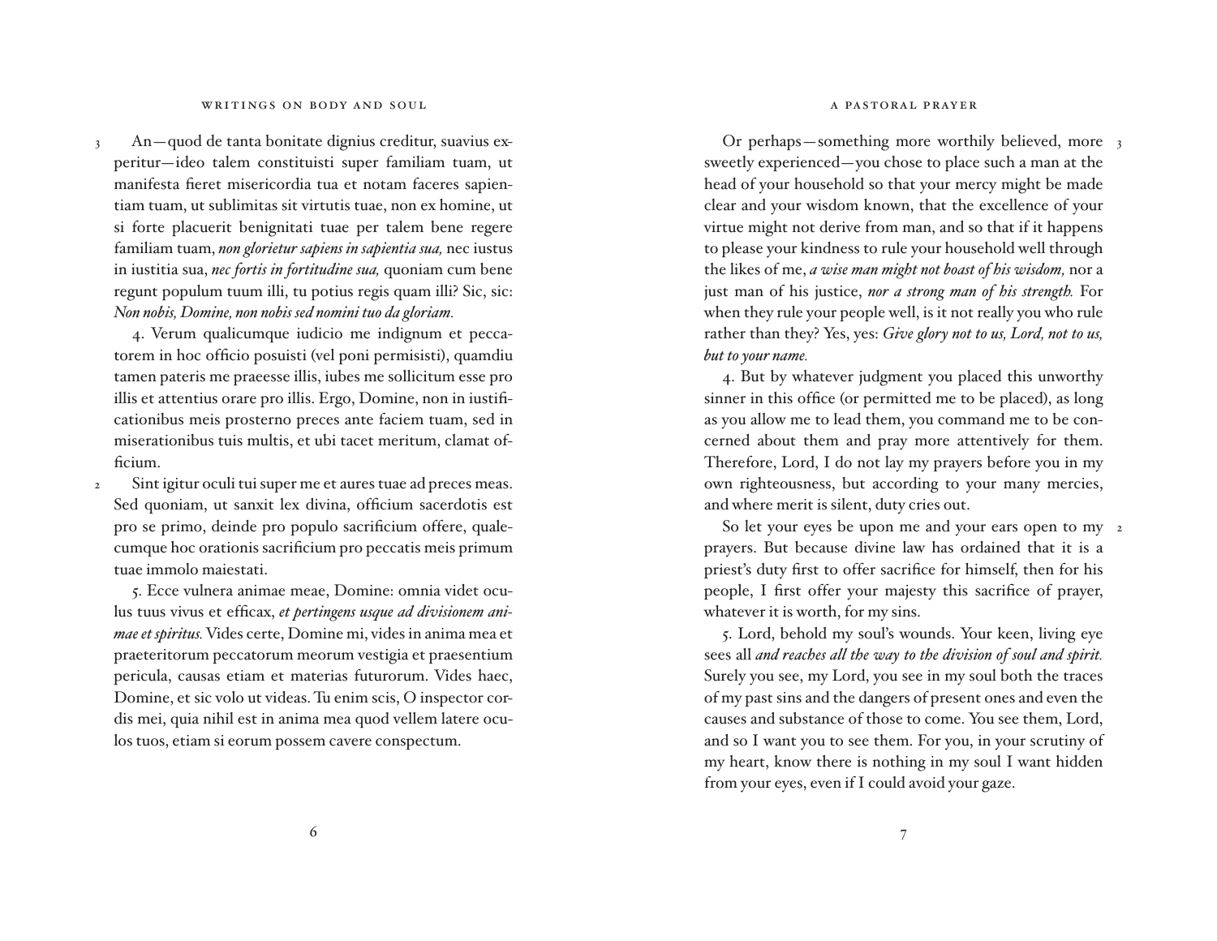An—quod de tanta bonitate dignius creditur, suavius experitur—ideo talem constituisti super familiam tuam, ut manifesta fieret misericordia tua et notam faceres sapientiam tuam, ut sublimitas sit virtutis tuae, non ex homine, ut si forte placuerit benignitati tuae per talem bene regere familiam tuam, *non glorietur sapiens in sapientia sua,* nec iustus in iustitia sua, *nec fortis in fortitudine sua,* quoniam cum bene regunt populum tuum illi, tu potius regis quam illi? Sic, sic: *Non nobis, Domine, non nobis sed nomini tuo da gloriam.*

4. Verum qualicumque iudicio me indignum et peccatorem in hoc officio posuisti (vel poni permisisti), quamdiu tamen pateris me praeesse illis, iubes me sollicitum esse pro illis et attentius orare pro illis. Ergo, Domine, non in iustificationibus meis prosterno preces ante faciem tuam, sed in miserationibus tuis multis, et ubi tacet meritum, clamat officium.

Sint igitur oculi tui super me et aures tuae ad preces meas. Sed quoniam, ut sanxit lex divina, officium sacerdotis est pro se primo, deinde pro populo sacrificium offere, qualecumque hoc orationis sacrificium pro peccatis meis primum tuae immolo maiestati.

5. Ecce vulnera animae meae, Domine: omnia videt oculus tuus vivus et efficax, *et pertingens usque ad divisionem animae et spiritus.* Vides certe, Domine mi, vides in anima mea et praeteritorum peccatorum meorum vestigia et praesentium pericula, causas etiam et materias futurorum. Vides haec, Domine, et sic volo ut videas. Tu enim scis, O inspector cordis mei, quia nihil est in anima mea quod vellem latere oculos tuos, etiam si eorum possem cavere conspectum.

Or perhaps—something more worthily believed, more sweetly experienced—you chose to place such a man at the head of your household so that your mercy might be made clear and your wisdom known, that the excellence of your virtue might not derive from man, and so that if it happens to please your kindness to rule your household well through the likes of me, *a wise man might not boast of his wisdom,* nor a just man of his justice, *nor a strong man of his strength.* For when they rule your people well, is it not really you who rule rather than they? Yes, yes: *Give glory not to us, Lord, not to us, but to your name.*

4. But by whatever judgment you placed this unworthy sinner in this office (or permitted me to be placed), as long as you allow me to lead them, you command me to be concerned about them and pray more attentively for them. Therefore, Lord, I do not lay my prayers before you in my own righteousness, but according to your many mercies, and where merit is silent, duty cries out.

So let your eyes be upon me and your ears open to my prayers. But because divine law has ordained that it is a priest's duty first to offer sacrifice for himself, then for his people, I first offer your majesty this sacrifice of prayer, whatever it is worth, for my sins.

5. Lord, behold my soul's wounds. Your keen, living eye sees all *and reaches all the way to the division of soul and spirit.* Surely you see, my Lord, you see in my soul both the traces of my past sins and the dangers of present ones and even the causes and substance of those to come. You see them, Lord, and so I want you to see them. For you, in your scrutiny of my heart, know there is nothing in my soul I want hidden from your eyes, even if I could avoid your gaze.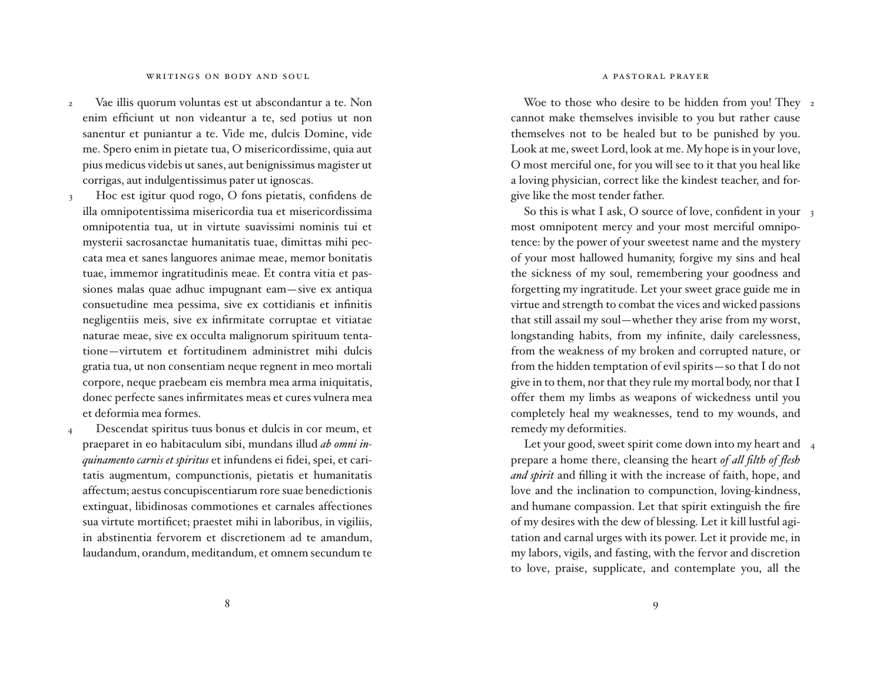2 Vae illis quorum voluntas est ut abscondantur a te. Non enim efficiunt ut non videantur a te, sed potius ut non sanentur et puniantur a te. Vide me, dulcis Domine, vide me. Spero enim in pietate tua, O misericordissime, quia aut pius medicus videbis ut sanes, aut benignissimus magister ut corrigas, aut indulgentissimus pater ut ignoscas.

3 Hoc est igitur quod rogo, O fons pietatis, confidens de illa omnipotentissima misericordia tua et misericordissima omnipotentia tua, ut in virtute suavissimi nominis tui et mysterii sacrosanctae humanitatis tuae, dimittas mihi peccata mea et sanes languores animae meae, memor bonitatis tuae, immemor ingratitudinis meae. Et contra vitia et passiones malas quae adhuc impugnant eam—sive ex antiqua consuetudine mea pessima, sive ex cottidianis et infinitis negligentiis meis, sive ex infirmitate corruptae et vitiatae naturae meae, sive ex occulta malignorum spirituum temptatione—virtutem et fortitudinem administret mihi dulcis gratia tua, ut non consentiam neque regnent in meo mortali corpore, neque praebeam eis membra mea arma iniquitatis, donec perfecte sanes infirmitates meas et cures vulnera mea et deformia mea formes.

4 Descendat spiritus tuus bonus et dulcis in cor meum, et praeparet in eo habitaculum sibi, mundans illud *ab omni inquinamento carnis et spiritus* et infundens ei fidei, spei, et caritatis augmentum, compunctionis, pietatis et humanitatis affectum; aestus concupiscentiarum rore suae benedictionis extinguat, libidinosas commotiones et carnales affectiones sua virtute mortificet; praestet mihi in laboribus, in vigiliis, in abstinentia fervorem et discretionem ad te amandum, laudandum, orandum, meditandum, et omnem secundum te

2 Woe to those who desire to be hidden from you! They cannot make themselves invisible to you but rather cause themselves not to be healed but to be punished by you. Look at me, sweet Lord, look at me. My hope is in your love, O most merciful one, for you will see to it that you heal like a loving physician, correct like the kindest teacher, and forgive like the most tender father.

3 So this is what I ask, O source of love, confident in your most omnipotent mercy and your most merciful omnipotence: by the power of your sweetest name and the mystery of your most hallowed humanity, forgive my sins and heal the sickness of my soul, remembering your goodness and forgetting my ingratitude. Let your sweet grace guide me in virtue and strength to combat the vices and wicked passions that still assail my soul—whether they arise from my worst, longstanding habits, from my infinite, daily carelessness, from the weakness of my broken and corrupted nature, or from the hidden temptation of evil spirits—so that I do not give in to them, nor that they rule my mortal body, nor that I offer them my limbs as weapons of wickedness until you completely heal my weaknesses, tend to my wounds, and remedy my deformities.

4 Let your good, sweet spirit come down into my heart and prepare a home there, cleansing the heart *of all filth of flesh and spirit* and filling it with the increase of faith, hope, and love and the inclination to compunction, loving-kindness, and humane compassion. Let that spirit extinguish the fire of my desires with the dew of blessing. Let it kill lustful agitation and carnal urges with its power. Let it provide me, in my labors, vigils, and fasting, with the fervor and discretion to love, praise, supplicate, and contemplate you, all the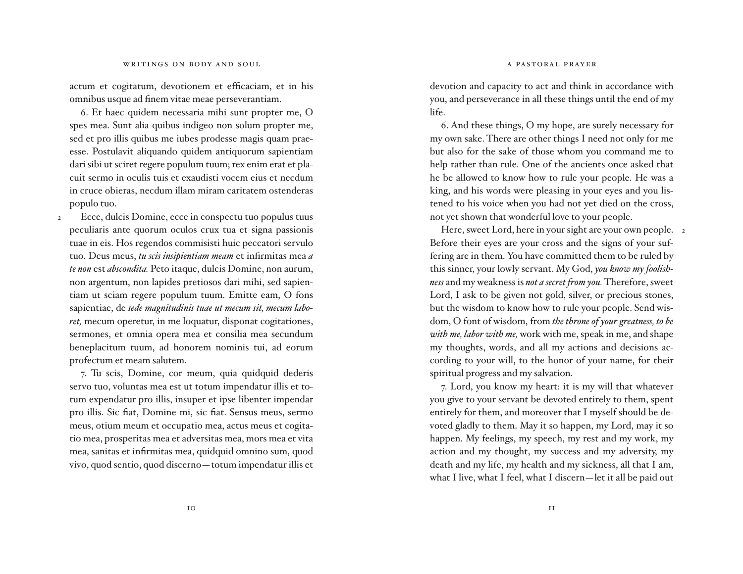actum et cogitatum, devotionem et efficaciam, et in his omnibus usque ad finem vitae meae perseverantiam.

6. Et haec quidem necessaria mihi sunt propter me, O spes mea. Sunt alia quibus indigeo non solum propter me, sed et pro illis quibus me iubes prodesse magis quam praeesse. Postulavit aliquando quidem antiquorum sapientiam dari sibi ut sciret regere populum tuum; rex enim erat et placuit sermo in oculis tuis et exaudisti vocem eius et necdum in cruce obieras, necdum illam miram caritatem ostenderas populo tuo.

2 Ecce, dulcis Domine, ecce in conspectu tuo populus tuus peculiaris ante quorum oculos crux tua et signa passionis tuae in eis. Hos regendos commisisti huic peccatori servulo tuo. Deus meus, *tu scis insipientiam meam* et infirmitas mea *a te non* est *abscondita.* Peto itaque, dulcis Domine, non aurum, non argentum, non lapides pretiosos dari mihi, sed sapientiam ut sciam regere populum tuum. Emitte eam, O fons sapientiae, de *sede magnitudinis tuae ut mecum sit, mecum laboret,* mecum operetur, in me loquatur, disponat cogitationes, sermones, et omnia opera mea et consilia mea secundum beneplacitum tuum, ad honorem nominis tui, ad eorum profectum et meam salutem.

7. Tu scis, Domine, cor meum, quia quidquid dederis servo tuo, voluntas mea est ut totum impendatur illis et totum expendatur pro illis, insuper et ipse libenter impendar pro illis. Sic fiat, Domine mi, sic fiat. Sensus meus, sermo meus, otium meum et occupatio mea, actus meus et cogitatio mea, prosperitas mea et adversitas mea, mors mea et vita mea, sanitas et infirmitas mea, quidquid omnino sum, quod vivo, quod sentio, quod discerno—totum impendatur illis et

devotion and capacity to act and think in accordance with you, and perseverance in all these things until the end of my life.

6. And these things, O my hope, are surely necessary for my own sake. There are other things I need not only for me but also for the sake of those whom you command me to help rather than rule. One of the ancients once asked that he be allowed to know how to rule your people. He was a king, and his words were pleasing in your eyes and you listened to his voice when you had not yet died on the cross, not yet shown that wonderful love to your people.

2 Here, sweet Lord, here in your sight are your own people. Before their eyes are your cross and the signs of your suffering are in them. You have committed them to be ruled by this sinner, your lowly servant. My God, *you know my foolishness* and my weakness is *not a secret from you.* Therefore, sweet Lord, I ask to be given not gold, silver, or precious stones, but the wisdom to know how to rule your people. Send wisdom, O font of wisdom, from *the throne of your greatness, to be with me, labor with me,* work with me, speak in me, and shape my thoughts, words, and all my actions and decisions according to your will, to the honor of your name, for their spiritual progress and my salvation.

7. Lord, you know my heart: it is my will that whatever you give to your servant be devoted entirely to them, spent entirely for them, and moreover that I myself should be devoted gladly to them. May it so happen, my Lord, may it so happen. My feelings, my speech, my rest and my work, my action and my thought, my success and my adversity, my death and my life, my health and my sickness, all that I am, what I live, what I feel, what I discern—let it all be paid out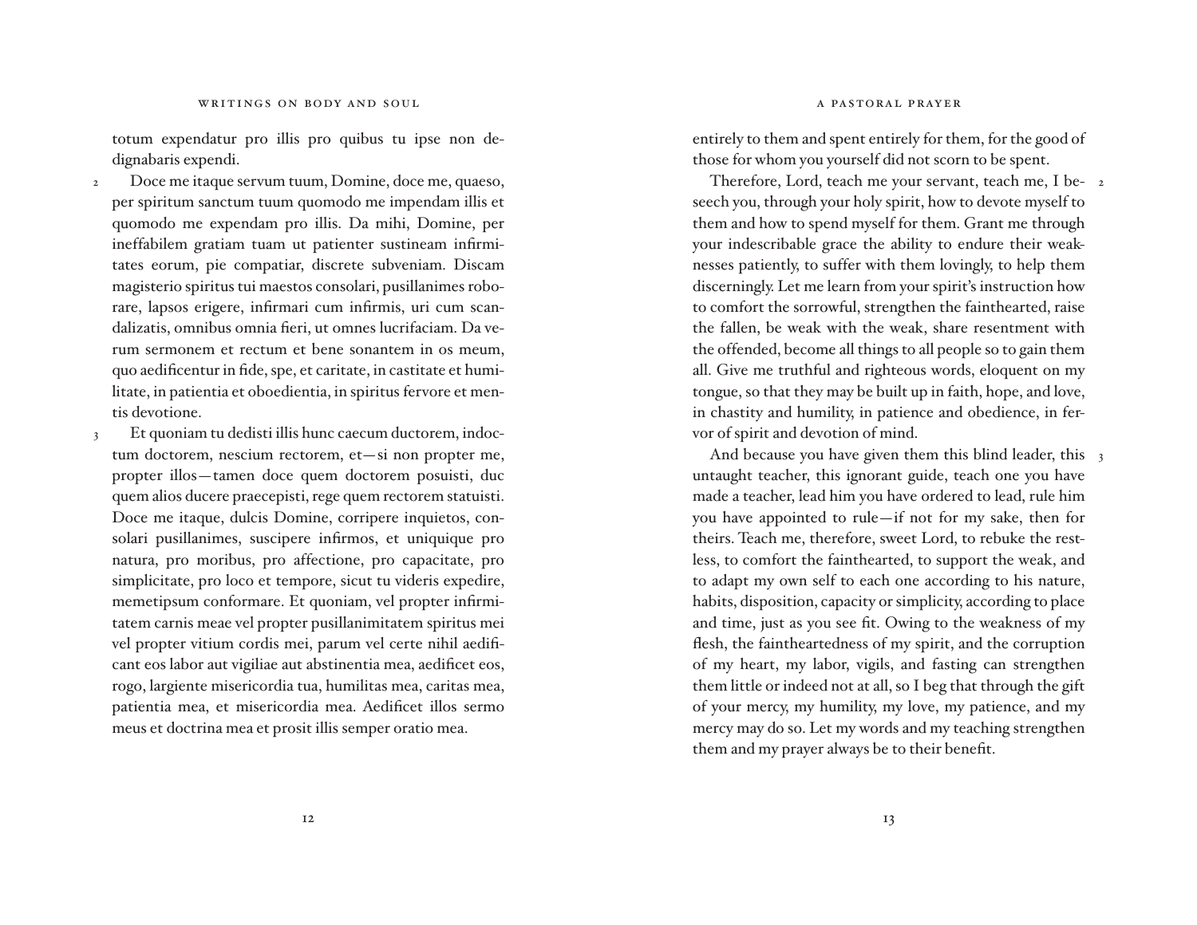totum expendatur pro illis pro quibus tu ipse non dedignabaris expendi.

2 Doce me itaque servum tuum, Domine, doce me, quaeso, per spiritum sanctum tuum quomodo me impendam illis et quomodo me expendam pro illis. Da mihi, Domine, per ineffabilem gratiam tuam ut patienter sustineam infirmitates eorum, pie compatiar, discrete subveniam. Discam magisterio spiritus tui maestos consolari, pusillanimes roborare, lapsos erigere, infirmari cum infirmis, uri cum scandalizatis, omnibus omnia fieri, ut omnes lucrifaciam. Da verum sermonem et rectum et bene sonantem in os meum, quo aedificentur in fide, spe, et caritate, in castitate et humilitate, in patientia et oboedientia, in spiritus fervore et mentis devotione.

3 Et quoniam tu dedisti illis hunc caecum ductorem, indoctum doctorem, nescium rectorem, et—si non propter me, propter illos—tamen doce quem doctorem posuisti, duc quem alios ducere praecepisti, rege quem rectorem statuisti. Doce me itaque, dulcis Domine, corripere inquietos, consolari pusillanimes, suscipere infirmos, et uniquique pro natura, pro moribus, pro affectione, pro capacitate, pro simplicitate, pro loco et tempore, sicut tu videris expedire, memetipsum conformare. Et quoniam, vel propter infirmitatem carnis meae vel propter pusillanimitatem spiritus mei vel propter vitium cordis mei, parum vel certe nihil aedificant eos labor aut vigiliae aut abstinentia mea, aedificet eos, rogo, largiente misericordia tua, humilitas mea, caritas mea, patientia mea, et misericordia mea. Aedificet illos sermo meus et doctrina mea et prosit illis semper oratio mea.

entirely to them and spent entirely for them, for the good of those for whom you yourself did not scorn to be spent.

2 Therefore, Lord, teach me your servant, teach me, I beseech you, through your holy spirit, how to devote myself to them and how to spend myself for them. Grant me through your indescribable grace the ability to endure their weaknesses patiently, to suffer with them lovingly, to help them discerningly. Let me learn from your spirit's instruction how to comfort the sorrowful, strengthen the fainthearted, raise the fallen, be weak with the weak, share resentment with the offended, become all things to all people so to gain them all. Give me truthful and righteous words, eloquent on my tongue, so that they may be built up in faith, hope, and love, in chastity and humility, in patience and obedience, in fervor of spirit and devotion of mind.

3 And because you have given them this blind leader, this untaught teacher, this ignorant guide, teach one you have made a teacher, lead him you have ordered to lead, rule him you have appointed to rule—if not for my sake, then for theirs. Teach me, therefore, sweet Lord, to rebuke the restless, to comfort the fainthearted, to support the weak, and to adapt my own self to each one according to his nature, habits, disposition, capacity or simplicity, according to place and time, just as you see fit. Owing to the weakness of my flesh, the faintheartedness of my spirit, and the corruption of my heart, my labor, vigils, and fasting can strengthen them little or indeed not at all, so I beg that through the gift of your mercy, my humility, my love, my patience, and my mercy may do so. Let my words and my teaching strengthen them and my prayer always be to their benefit.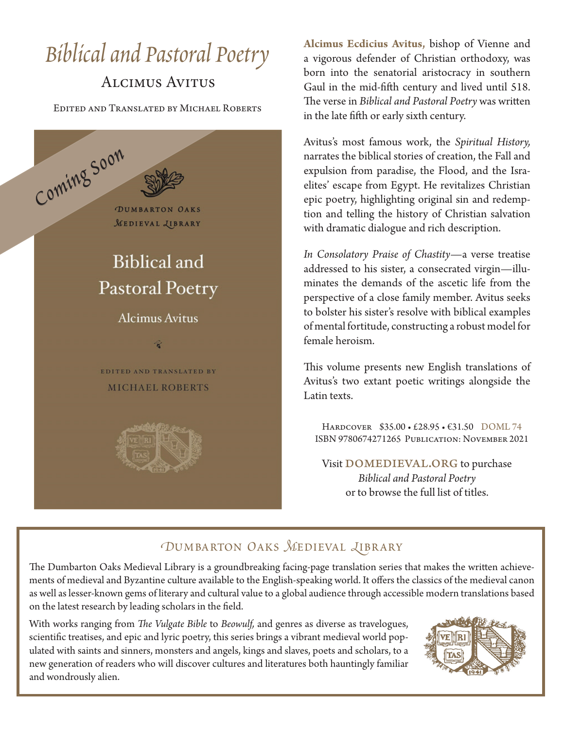# *Biblical and Pastoral Poetry*

## Alcimus Avitus

Edited and Translated by Michael Roberts

Coming Soon

Dumbarton Oaks Medieval Library

Biblical and Pastoral Poetry

Alcimus Avitus

Edited and Translated by

Michael Roberts

**Alcimus Ecdicius Avitus,** bishop of Vienne and a vigorous defender of Christian orthodoxy, was born into the senatorial aristocracy in southern Gaul in the mid-fifth century and lived until 518. The verse in *Biblical and Pastoral Poetry* was written in the late fifth or early sixth century.

Avitus's most famous work, the *Spiritual History,* narrates the biblical stories of creation, the Fall and expulsion from paradise, the Flood, and the Israelites' escape from Egypt. He revitalizes Christian epic poetry, highlighting original sin and redemption and telling the history of Christian salvation with dramatic dialogue and rich description.

*In Consolatory Praise of Chastity*—a verse treatise addressed to his sister, a consecrated virgin—illuminates the demands of the ascetic life from the perspective of a close family member. Avitus seeks to bolster his sister's resolve with biblical examples of mental fortitude, constructing a robust model for female heroism.

This volume presents new English translations of Avitus's two extant poetic writings alongside the Latin texts.

Hardcover $35.00 • £28.95 • €31.50 DOML 74
ISBN 9780674271265 Publication: November 2021

Visit **DOMEDIEVAL.ORG** to purchase *Biblical and Pastoral Poetry* or to browse the full list of titles.

## Dumbarton Oaks Medieval Library

The Dumbarton Oaks Medieval Library is a groundbreaking facing-page translation series that makes the written achievements of medieval and Byzantine culture available to the English-speaking world. It offers the classics of the medieval canon as well as lesser-known gems of literary and cultural value to a global audience through accessible modern translations based on the latest research by leading scholars in the field.

With works ranging from *The Vulgate Bible* to *Beowulf,* and genres as diverse as travelogues, scientific treatises, and epic and lyric poetry, this series brings a vibrant medieval world populated with saints and sinners, monsters and angels, kings and slaves, poets and scholars, to a new generation of readers who will discover cultures and literatures both hauntingly familiar and wondrously alien.